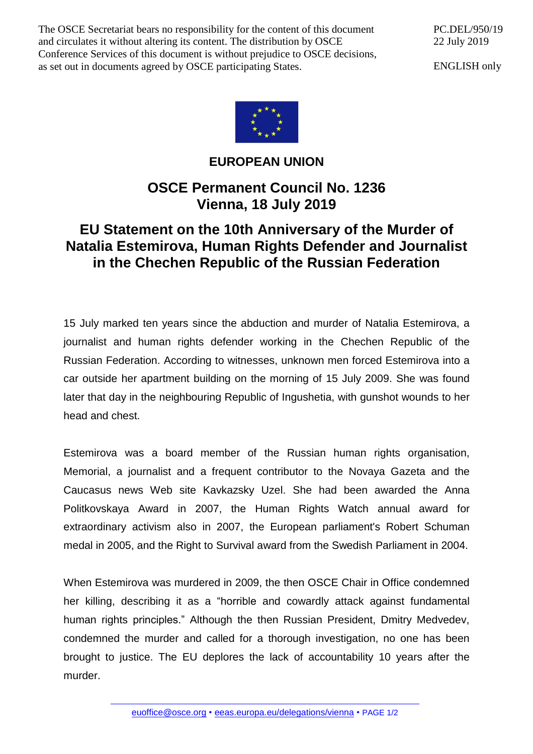The OSCE Secretariat bears no responsibility for the content of this document and circulates it without altering its content. The distribution by OSCE Conference Services of this document is without prejudice to OSCE decisions, as set out in documents agreed by OSCE participating States.

PC.DEL/950/19
22 July 2019

ENGLISH only

**EUROPEAN UNION**

## OSCE Permanent Council No. 1236
## Vienna, 18 July 2019

# EU Statement on the 10th Anniversary of the Murder of Natalia Estemirova, Human Rights Defender and Journalist in the Chechen Republic of the Russian Federation

15 July marked ten years since the abduction and murder of Natalia Estemirova, a journalist and human rights defender working in the Chechen Republic of the Russian Federation. According to witnesses, unknown men forced Estemirova into a car outside her apartment building on the morning of 15 July 2009. She was found later that day in the neighbouring Republic of Ingushetia, with gunshot wounds to her head and chest.

Estemirova was a board member of the Russian human rights organisation, Memorial, a journalist and a frequent contributor to the Novaya Gazeta and the Caucasus news Web site Kavkazsky Uzel. She had been awarded the Anna Politkovskaya Award in 2007, the Human Rights Watch annual award for extraordinary activism also in 2007, the European parliament's Robert Schuman medal in 2005, and the Right to Survival award from the Swedish Parliament in 2004.

When Estemirova was murdered in 2009, the then OSCE Chair in Office condemned her killing, describing it as a "horrible and cowardly attack against fundamental human rights principles." Although the then Russian President, Dmitry Medvedev, condemned the murder and called for a thorough investigation, no one has been brought to justice. The EU deplores the lack of accountability 10 years after the murder.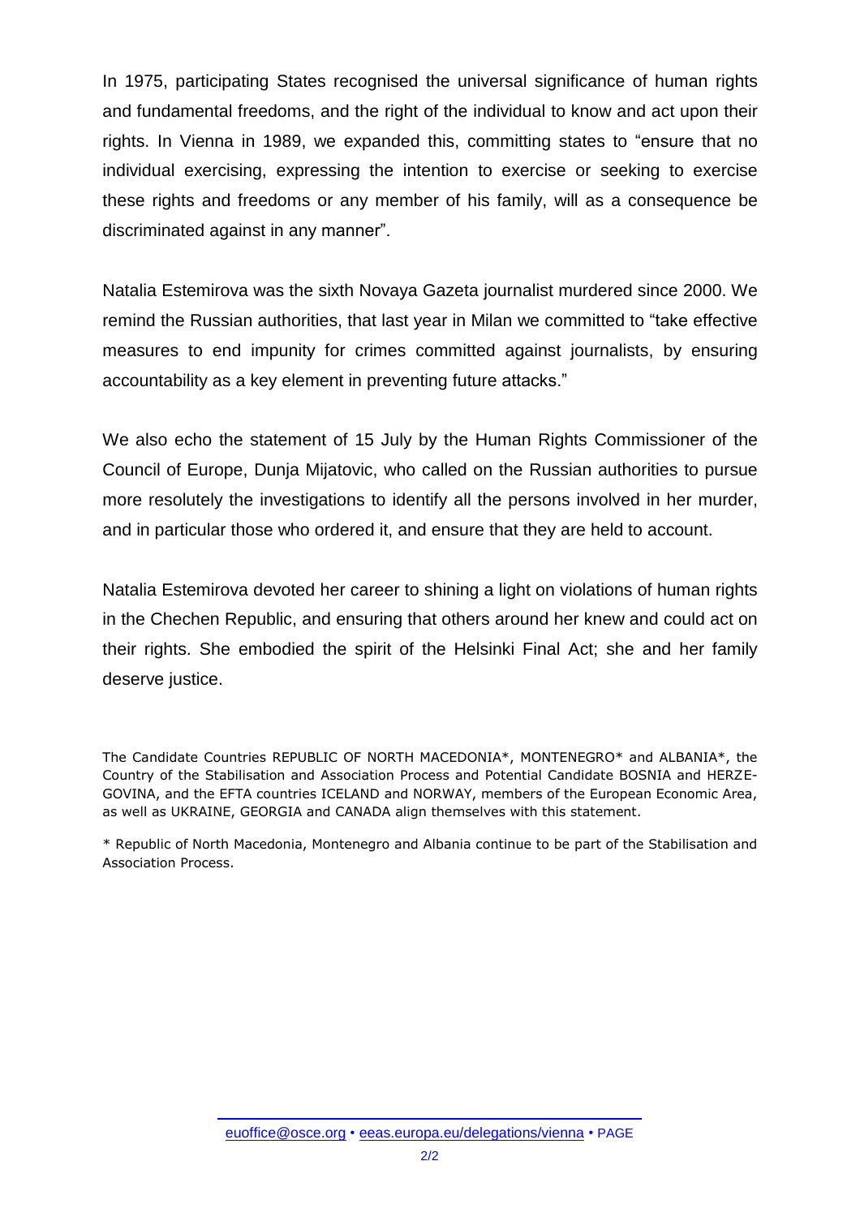In 1975, participating States recognised the universal significance of human rights and fundamental freedoms, and the right of the individual to know and act upon their rights. In Vienna in 1989, we expanded this, committing states to "ensure that no individual exercising, expressing the intention to exercise or seeking to exercise these rights and freedoms or any member of his family, will as a consequence be discriminated against in any manner".

Natalia Estemirova was the sixth Novaya Gazeta journalist murdered since 2000. We remind the Russian authorities, that last year in Milan we committed to "take effective measures to end impunity for crimes committed against journalists, by ensuring accountability as a key element in preventing future attacks."

We also echo the statement of 15 July by the Human Rights Commissioner of the Council of Europe, Dunja Mijatovic, who called on the Russian authorities to pursue more resolutely the investigations to identify all the persons involved in her murder, and in particular those who ordered it, and ensure that they are held to account.

Natalia Estemirova devoted her career to shining a light on violations of human rights in the Chechen Republic, and ensuring that others around her knew and could act on their rights. She embodied the spirit of the Helsinki Final Act; she and her family deserve justice.

The Candidate Countries REPUBLIC OF NORTH MACEDONIA*, MONTENEGRO* and ALBANIA*, the Country of the Stabilisation and Association Process and Potential Candidate BOSNIA and HERZEGOVINA, and the EFTA countries ICELAND and NORWAY, members of the European Economic Area, as well as UKRAINE, GEORGIA and CANADA align themselves with this statement.

* Republic of North Macedonia, Montenegro and Albania continue to be part of the Stabilisation and Association Process.

euoffice@osce.org • eeas.europa.eu/delegations/vienna